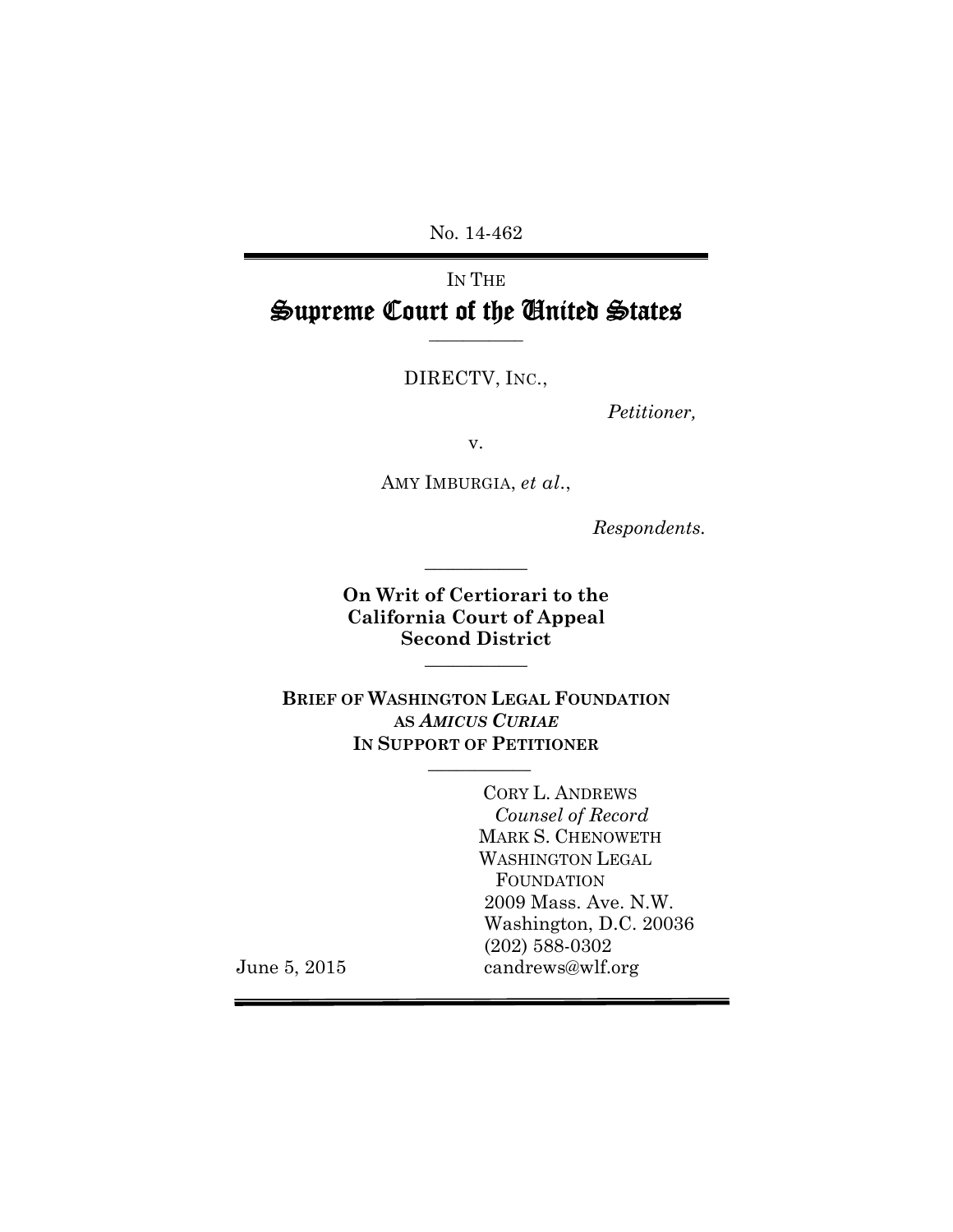No. 14-462

IN THE

# Supreme Court of the United States

DIRECTV, INC.,

*Petitioner,*

v.

AMY IMBURGIA, *et al.*,

*Respondents.*

**On Writ of Certiorari to the California Court of Appeal Second District**

**BRIEF OF WASHINGTON LEGAL FOUNDATION AS *AMICUS CURIAE* IN SUPPORT OF PETITIONER**

CORY L. ANDREWS
*Counsel of Record*
MARK S. CHENOWETH
WASHINGTON LEGAL FOUNDATION
2009 Mass. Ave. N.W.
Washington, D.C. 20036
(202) 588-0302
candrews@wlf.org

June 5, 2015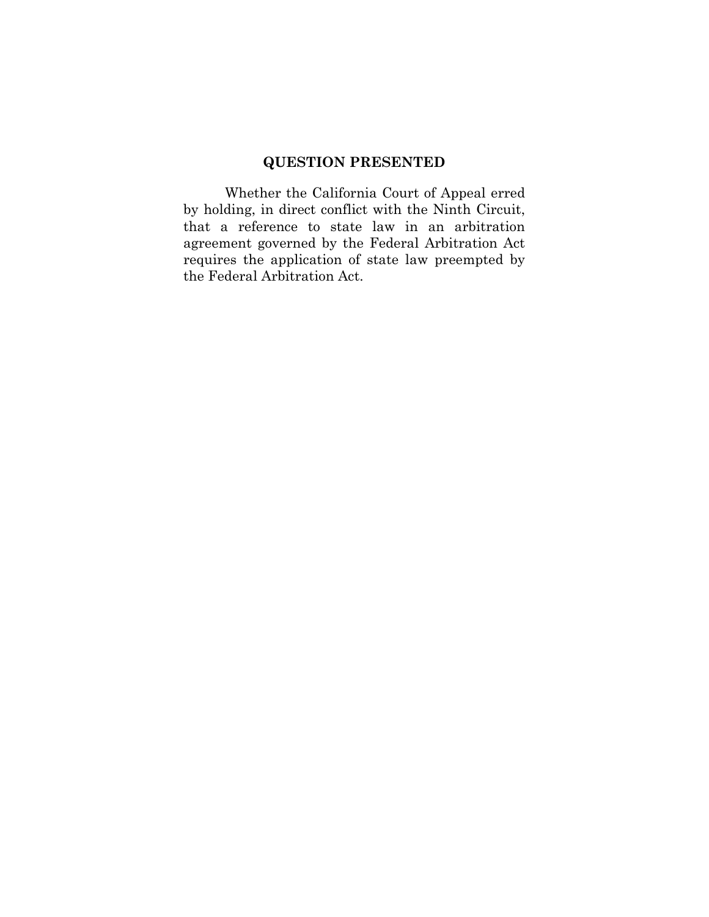## QUESTION PRESENTED

Whether the California Court of Appeal erred by holding, in direct conflict with the Ninth Circuit, that a reference to state law in an arbitration agreement governed by the Federal Arbitration Act requires the application of state law preempted by the Federal Arbitration Act.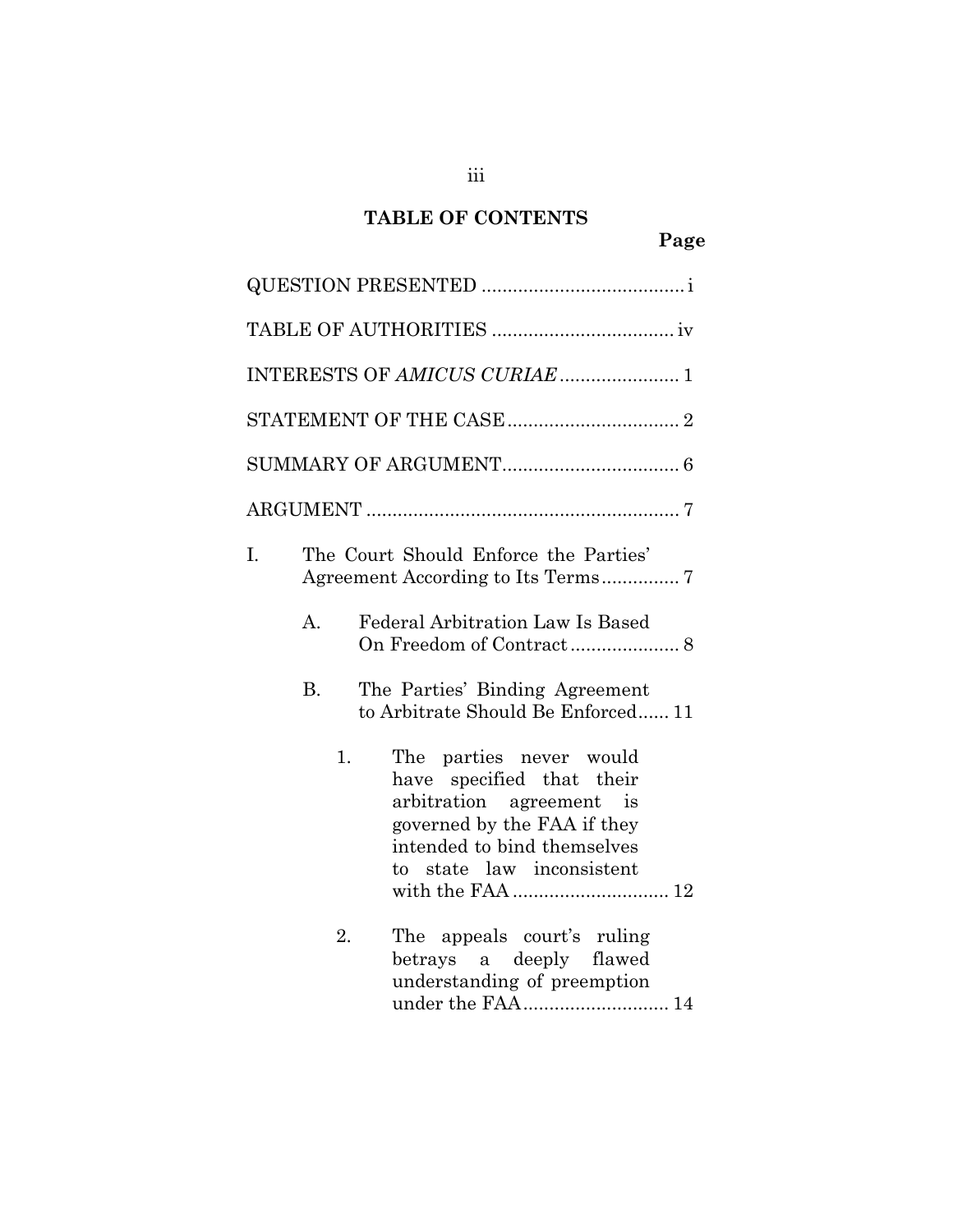# TABLE OF CONTENTS

Page

QUESTION PRESENTED ....................................... i

TABLE OF AUTHORITIES .................................. iv

INTERESTS OF *AMICUS CURIAE* ....................... 1

STATEMENT OF THE CASE ................................. 2

SUMMARY OF ARGUMENT.................................. 6

ARGUMENT ............................................................ 7

I. The Court Should Enforce the Parties' Agreement According to Its Terms............... 7

   A. Federal Arbitration Law Is Based On Freedom of Contract..................... 8

   B. The Parties' Binding Agreement to Arbitrate Should Be Enforced...... 11

      1. The parties never would have specified that their arbitration agreement is governed by the FAA if they intended to bind themselves to state law inconsistent with the FAA .............................. 12

      2. The appeals court's ruling betrays a deeply flawed understanding of preemption under the FAA............................ 14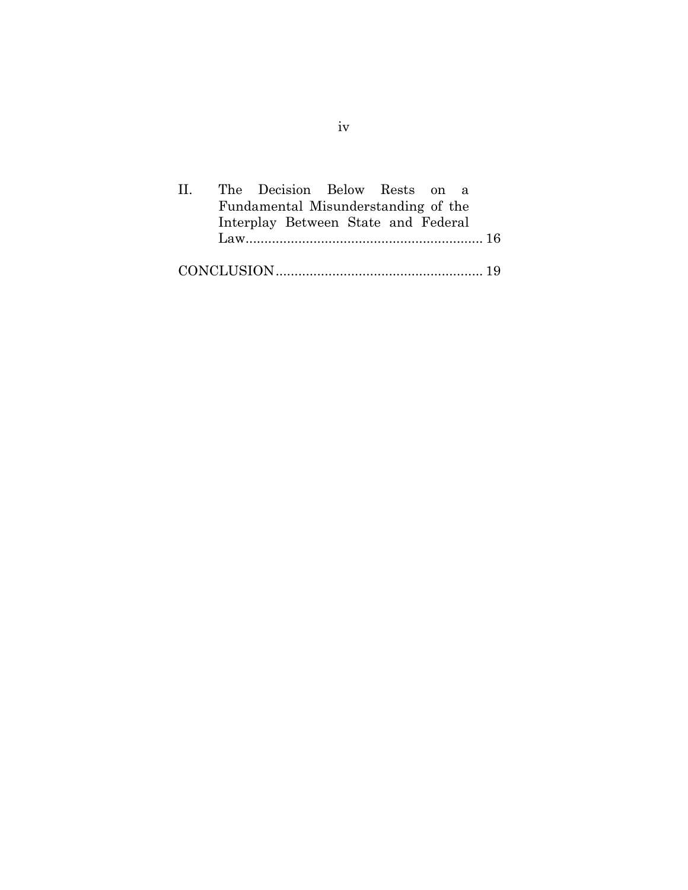II. The Decision Below Rests on a Fundamental Misunderstanding of the Interplay Between State and Federal Law............................................................ 16

CONCLUSION...................................................... 19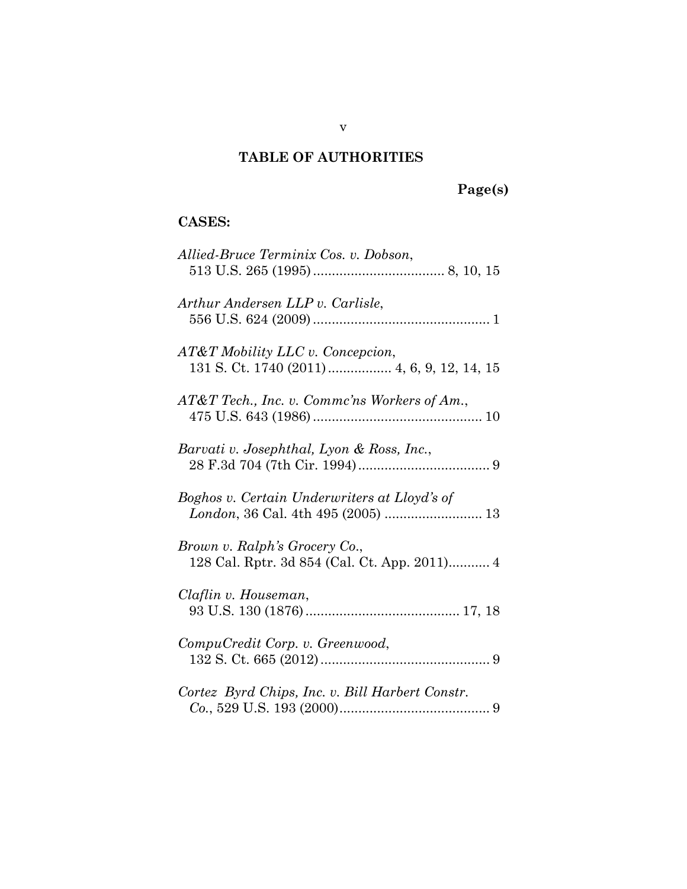## TABLE OF AUTHORITIES

**Page(s)**

**CASES:**

*Allied-Bruce Terminix Cos. v. Dobson*, 513 U.S. 265 (1995) .................................. 8, 10, 15

*Arthur Andersen LLP v. Carlisle*, 556 U.S. 624 (2009) .............................................. 1

*AT&T Mobility LLC v. Concepcion*, 131 S. Ct. 1740 (2011) ................ 4, 6, 9, 12, 14, 15

*AT&T Tech., Inc. v. Commc'ns Workers of Am.*, 475 U.S. 643 (1986) ............................................ 10

*Barvati v. Josephthal, Lyon & Ross, Inc.*, 28 F.3d 704 (7th Cir. 1994) .................................. 9

*Boghos v. Certain Underwriters at Lloyd's of London*, 36 Cal. 4th 495 (2005) .......................... 13

*Brown v. Ralph's Grocery Co.*, 128 Cal. Rptr. 3d 854 (Cal. Ct. App. 2011)........... 4

*Claflin v. Houseman*, 93 U.S. 130 (1876) ........................................ 17, 18

*CompuCredit Corp. v. Greenwood*, 132 S. Ct. 665 (2012) ............................................ 9

*Cortez Byrd Chips, Inc. v. Bill Harbert Constr. Co.*, 529 U.S. 193 (2000)........................................ 9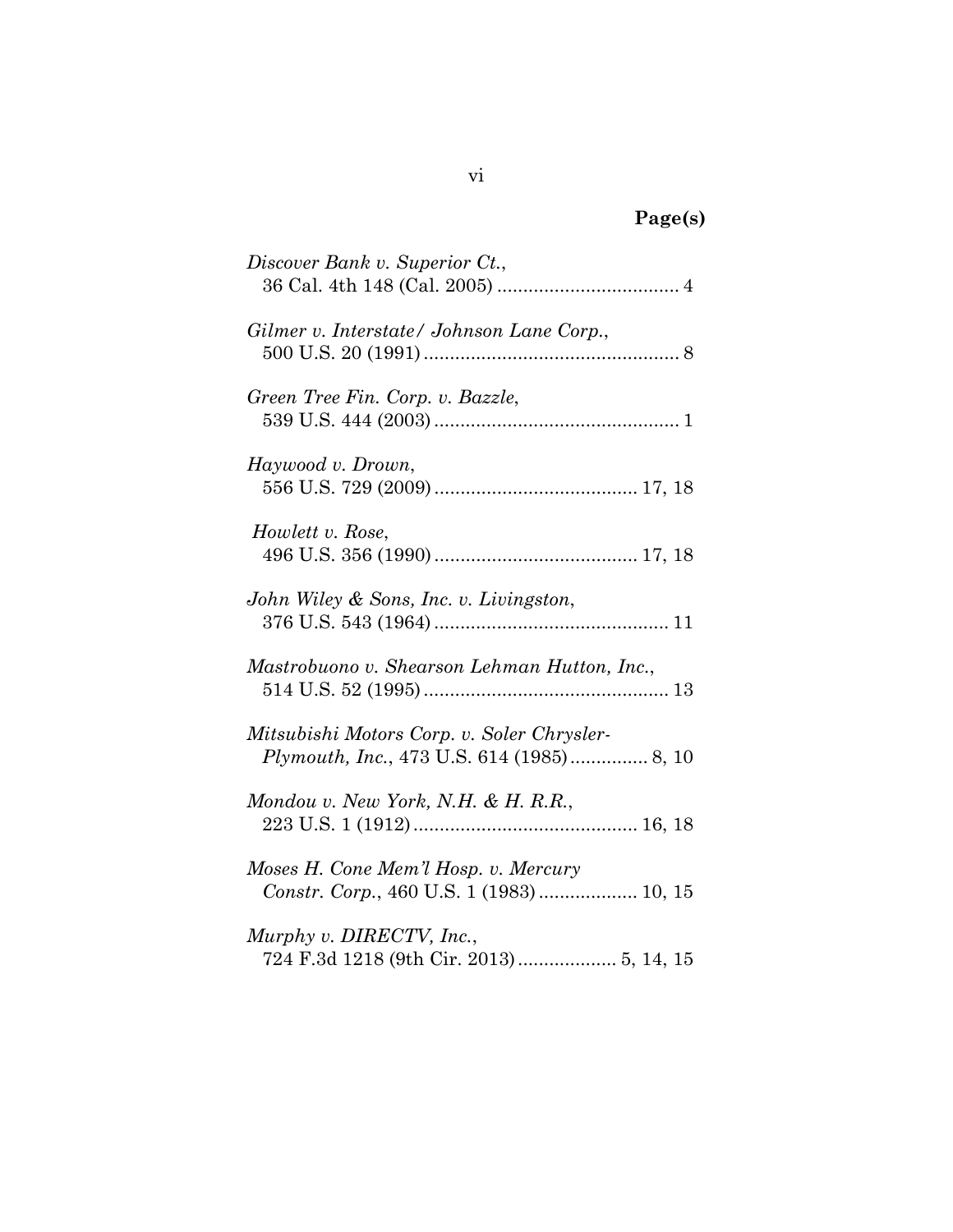**Page(s)**

*Discover Bank v. Superior Ct.*,
36 Cal. 4th 148 (Cal. 2005) .................................. 4

*Gilmer v. Interstate/ Johnson Lane Corp.*,
500 U.S. 20 (1991) ................................................ 8

*Green Tree Fin. Corp. v. Bazzle*,
539 U.S. 444 (2003) .............................................. 1

*Haywood v. Drown*,
556 U.S. 729 (2009) ...................................... 17, 18

*Howlett v. Rose*,
496 U.S. 356 (1990) ...................................... 17, 18

*John Wiley & Sons, Inc. v. Livingston*,
376 U.S. 543 (1964) ............................................ 11

*Mastrobuono v. Shearson Lehman Hutton, Inc.*,
514 U.S. 52 (1995) .............................................. 13

*Mitsubishi Motors Corp. v. Soler Chrysler-Plymouth, Inc.*, 473 U.S. 614 (1985) .............. 8, 10

*Mondou v. New York, N.H. & H. R.R.*,
223 U.S. 1 (1912) .......................................... 16, 18

*Moses H. Cone Mem'l Hosp. v. Mercury Constr. Corp.*, 460 U.S. 1 (1983) .................. 10, 15

*Murphy v. DIRECTV, Inc.*,
724 F.3d 1218 (9th Cir. 2013) .................. 5, 14, 15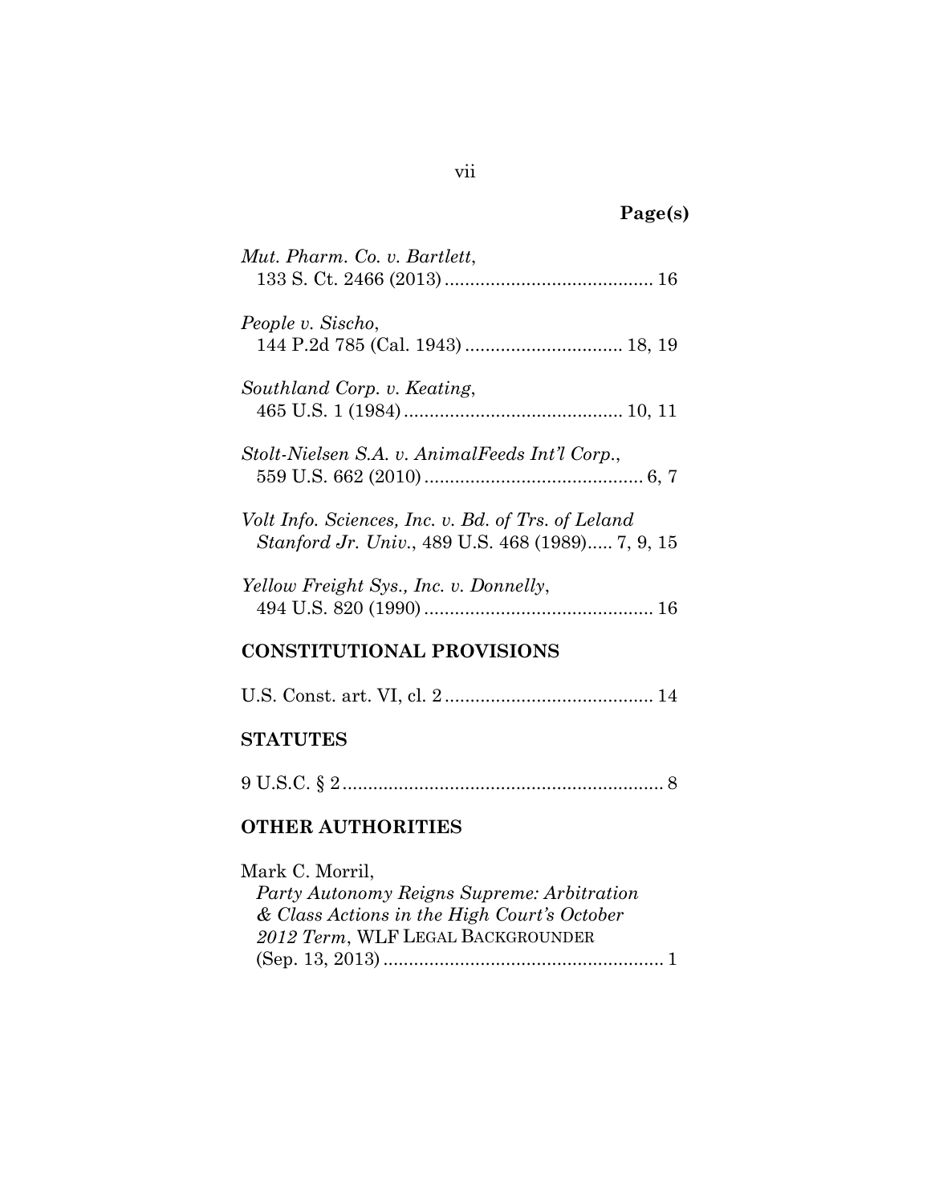**Page(s)**

*Mut. Pharm. Co. v. Bartlett*,
133 S. Ct. 2466 (2013) ......................................... 16

*People v. Sischo*,
144 P.2d 785 (Cal. 1943) .............................. 18, 19

*Southland Corp. v. Keating*,
465 U.S. 1 (1984) .......................................... 10, 11

*Stolt-Nielsen S.A. v. AnimalFeeds Int'l Corp.*,
559 U.S. 662 (2010) .......................................... 6, 7

*Volt Info. Sciences, Inc. v. Bd. of Trs. of Leland Stanford Jr. Univ.*, 489 U.S. 468 (1989)..... 7, 9, 15

*Yellow Freight Sys., Inc. v. Donnelly*,
494 U.S. 820 (1990) ............................................ 16

## CONSTITUTIONAL PROVISIONS

U.S. Const. art. VI, cl. 2 ......................................... 14

## STATUTES

9 U.S.C. § 2 ............................................................... 8

## OTHER AUTHORITIES

Mark C. Morril,
*Party Autonomy Reigns Supreme: Arbitration & Class Actions in the High Court's October 2012 Term*, WLF LEGAL BACKGROUNDER (Sep. 13, 2013) ....................................................... 1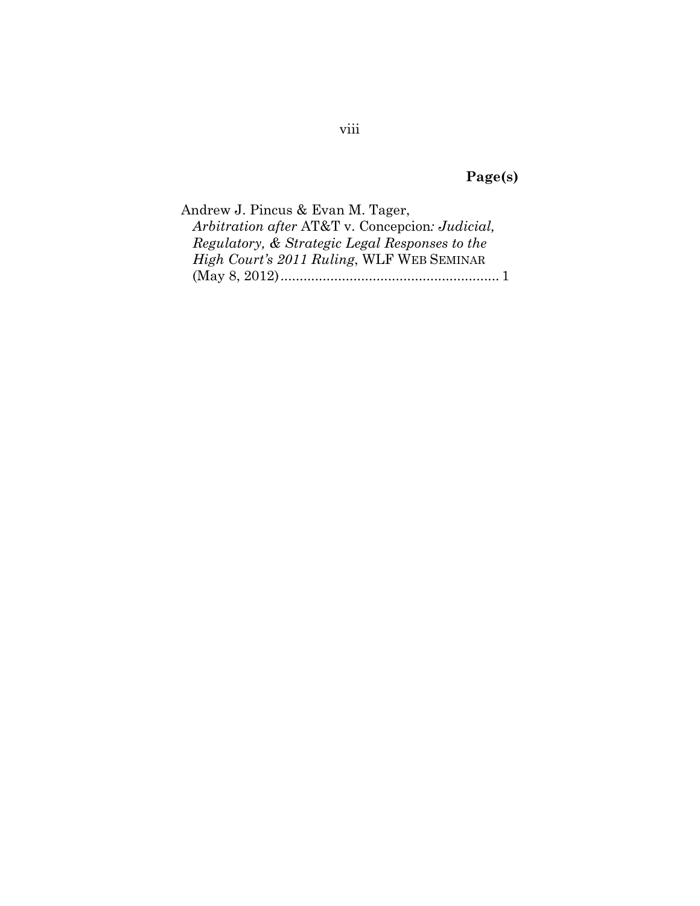**Page(s)**

Andrew J. Pincus & Evan M. Tager, *Arbitration after* AT&T v. Concepcion*: Judicial, Regulatory, & Strategic Legal Responses to the High Court's 2011 Ruling*, WLF WEB SEMINAR (May 8, 2012).......................................................... 1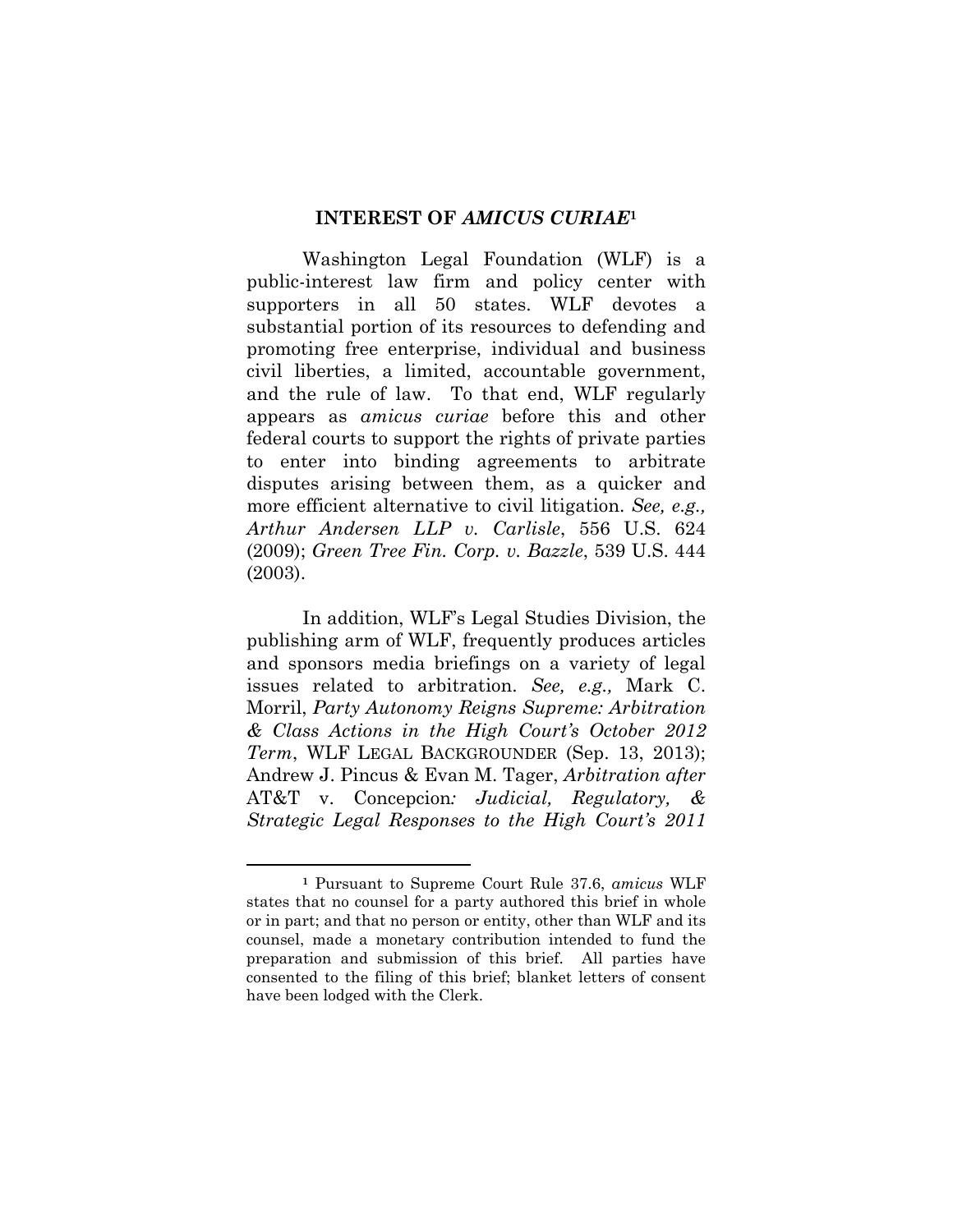## INTEREST OF *AMICUS CURIAE*[1]

Washington Legal Foundation (WLF) is a public-interest law firm and policy center with supporters in all 50 states. WLF devotes a substantial portion of its resources to defending and promoting free enterprise, individual and business civil liberties, a limited, accountable government, and the rule of law. To that end, WLF regularly appears as *amicus curiae* before this and other federal courts to support the rights of private parties to enter into binding agreements to arbitrate disputes arising between them, as a quicker and more efficient alternative to civil litigation. *See, e.g., Arthur Andersen LLP v. Carlisle*, 556 U.S. 624 (2009); *Green Tree Fin. Corp. v. Bazzle*, 539 U.S. 444 (2003).

In addition, WLF's Legal Studies Division, the publishing arm of WLF, frequently produces articles and sponsors media briefings on a variety of legal issues related to arbitration. *See, e.g.,* Mark C. Morril, *Party Autonomy Reigns Supreme: Arbitration & Class Actions in the High Court's October 2012 Term*, WLF LEGAL BACKGROUNDER (Sep. 13, 2013); Andrew J. Pincus & Evan M. Tager, *Arbitration after* AT&T v. Concepcion*: Judicial, Regulatory, & Strategic Legal Responses to the High Court's 2011*

---

[1] Pursuant to Supreme Court Rule 37.6, *amicus* WLF states that no counsel for a party authored this brief in whole or in part; and that no person or entity, other than WLF and its counsel, made a monetary contribution intended to fund the preparation and submission of this brief. All parties have consented to the filing of this brief; blanket letters of consent have been lodged with the Clerk.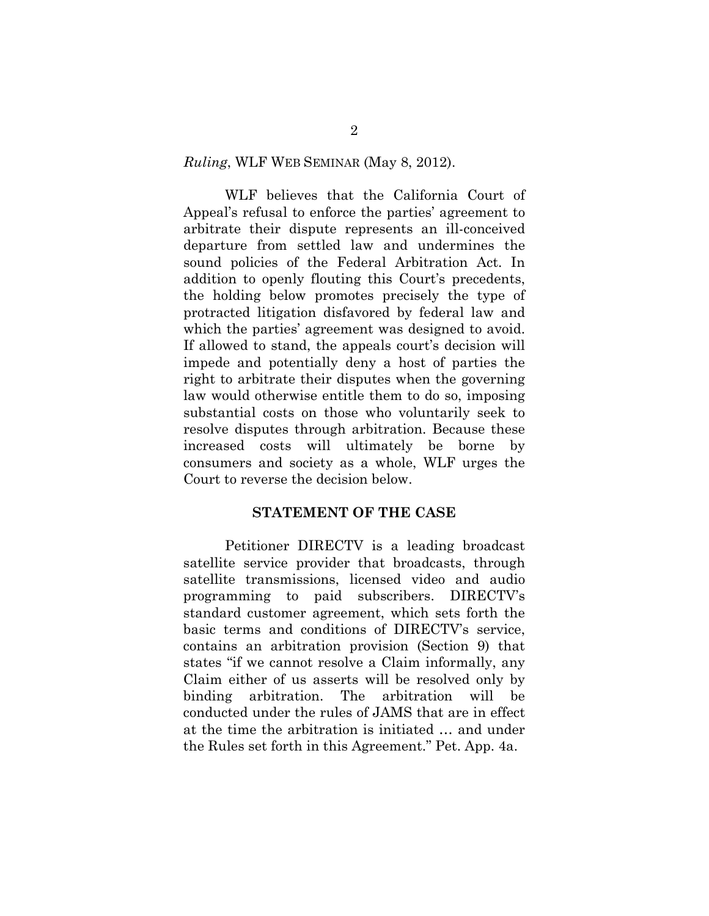*Ruling*, WLF WEB SEMINAR (May 8, 2012).

WLF believes that the California Court of Appeal's refusal to enforce the parties' agreement to arbitrate their dispute represents an ill-conceived departure from settled law and undermines the sound policies of the Federal Arbitration Act. In addition to openly flouting this Court's precedents, the holding below promotes precisely the type of protracted litigation disfavored by federal law and which the parties' agreement was designed to avoid. If allowed to stand, the appeals court's decision will impede and potentially deny a host of parties the right to arbitrate their disputes when the governing law would otherwise entitle them to do so, imposing substantial costs on those who voluntarily seek to resolve disputes through arbitration. Because these increased costs will ultimately be borne by consumers and society as a whole, WLF urges the Court to reverse the decision below.

## STATEMENT OF THE CASE

Petitioner DIRECTV is a leading broadcast satellite service provider that broadcasts, through satellite transmissions, licensed video and audio programming to paid subscribers. DIRECTV's standard customer agreement, which sets forth the basic terms and conditions of DIRECTV's service, contains an arbitration provision (Section 9) that states "if we cannot resolve a Claim informally, any Claim either of us asserts will be resolved only by binding arbitration. The arbitration will be conducted under the rules of JAMS that are in effect at the time the arbitration is initiated … and under the Rules set forth in this Agreement." Pet. App. 4a.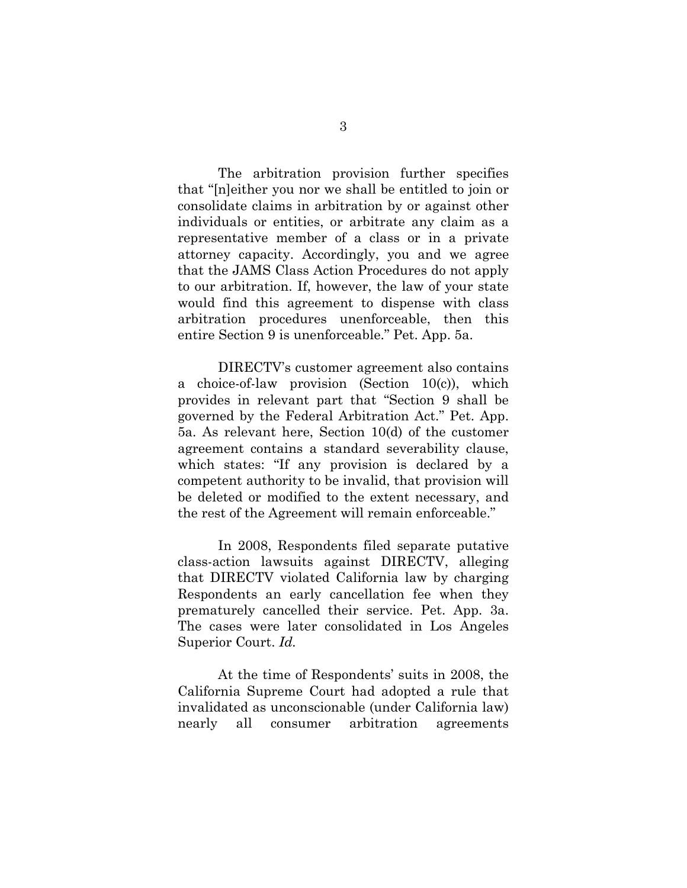The arbitration provision further specifies that "[n]either you nor we shall be entitled to join or consolidate claims in arbitration by or against other individuals or entities, or arbitrate any claim as a representative member of a class or in a private attorney capacity. Accordingly, you and we agree that the JAMS Class Action Procedures do not apply to our arbitration. If, however, the law of your state would find this agreement to dispense with class arbitration procedures unenforceable, then this entire Section 9 is unenforceable." Pet. App. 5a.

DIRECTV's customer agreement also contains a choice-of-law provision (Section 10(c)), which provides in relevant part that "Section 9 shall be governed by the Federal Arbitration Act." Pet. App. 5a. As relevant here, Section 10(d) of the customer agreement contains a standard severability clause, which states: "If any provision is declared by a competent authority to be invalid, that provision will be deleted or modified to the extent necessary, and the rest of the Agreement will remain enforceable."

In 2008, Respondents filed separate putative class-action lawsuits against DIRECTV, alleging that DIRECTV violated California law by charging Respondents an early cancellation fee when they prematurely cancelled their service. Pet. App. 3a. The cases were later consolidated in Los Angeles Superior Court. *Id.*

At the time of Respondents' suits in 2008, the California Supreme Court had adopted a rule that invalidated as unconscionable (under California law) nearly all consumer arbitration agreements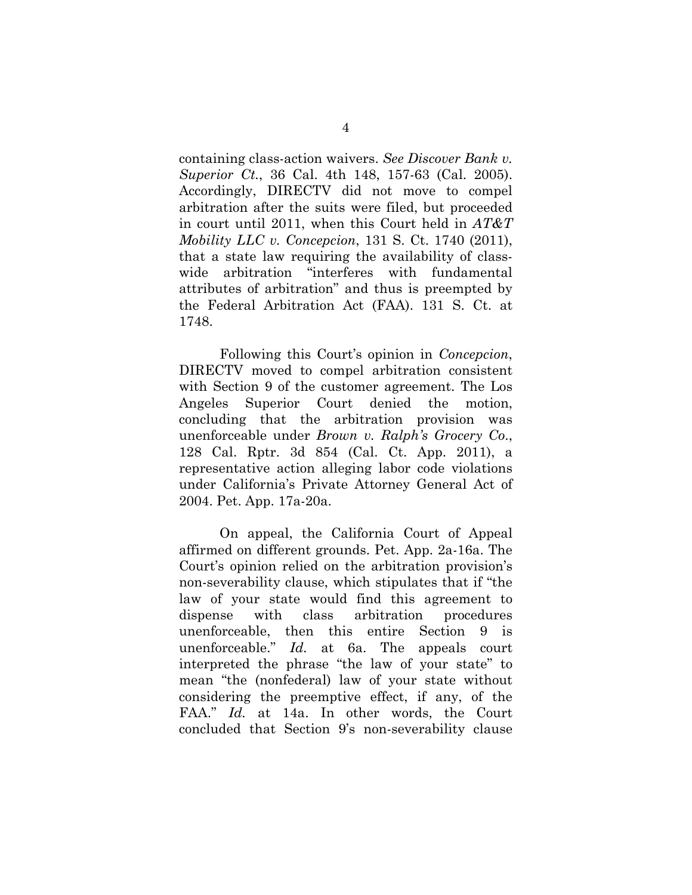containing class-action waivers. *See Discover Bank v. Superior Ct.*, 36 Cal. 4th 148, 157-63 (Cal. 2005). Accordingly, DIRECTV did not move to compel arbitration after the suits were filed, but proceeded in court until 2011, when this Court held in *AT&T Mobility LLC v. Concepcion*, 131 S. Ct. 1740 (2011), that a state law requiring the availability of class-wide arbitration "interferes with fundamental attributes of arbitration" and thus is preempted by the Federal Arbitration Act (FAA). 131 S. Ct. at 1748.

Following this Court's opinion in *Concepcion*, DIRECTV moved to compel arbitration consistent with Section 9 of the customer agreement. The Los Angeles Superior Court denied the motion, concluding that the arbitration provision was unenforceable under *Brown v. Ralph's Grocery Co.*, 128 Cal. Rptr. 3d 854 (Cal. Ct. App. 2011), a representative action alleging labor code violations under California's Private Attorney General Act of 2004. Pet. App. 17a-20a.

On appeal, the California Court of Appeal affirmed on different grounds. Pet. App. 2a-16a. The Court's opinion relied on the arbitration provision's non-severability clause, which stipulates that if "the law of your state would find this agreement to dispense with class arbitration procedures unenforceable, then this entire Section 9 is unenforceable." *Id.* at 6a. The appeals court interpreted the phrase "the law of your state" to mean "the (nonfederal) law of your state without considering the preemptive effect, if any, of the FAA." *Id.* at 14a. In other words, the Court concluded that Section 9's non-severability clause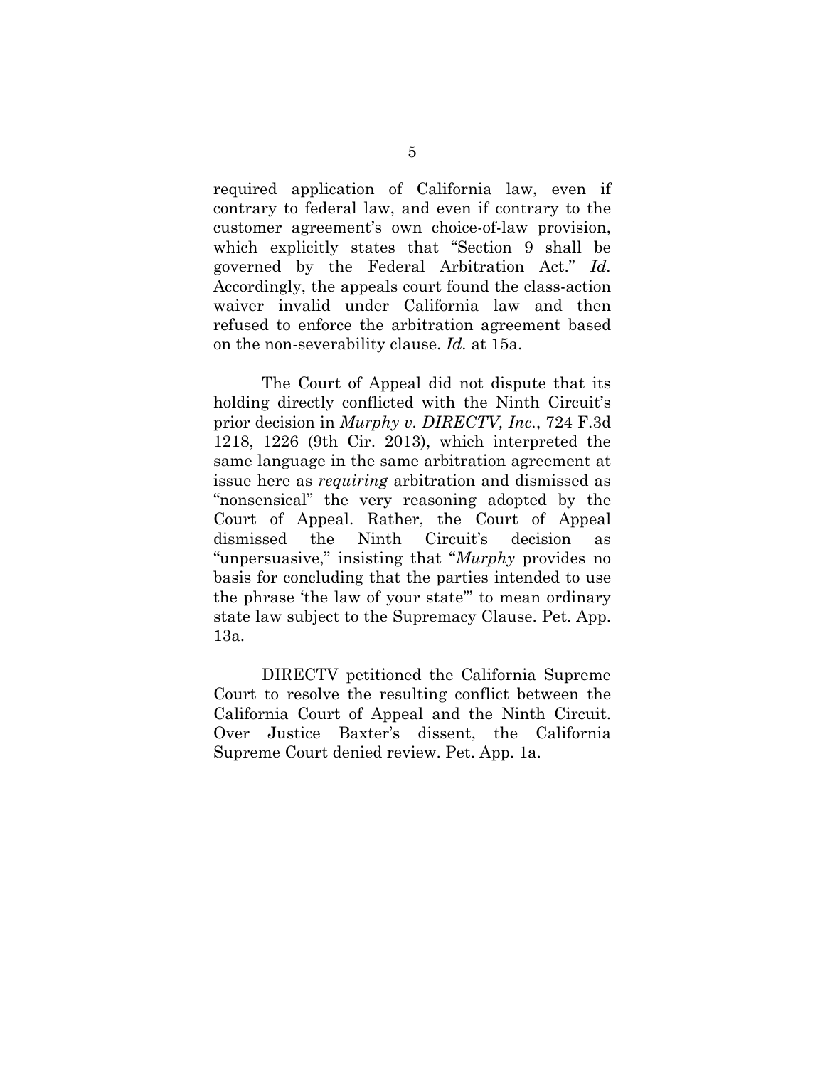required application of California law, even if contrary to federal law, and even if contrary to the customer agreement's own choice-of-law provision, which explicitly states that "Section 9 shall be governed by the Federal Arbitration Act." *Id.* Accordingly, the appeals court found the class-action waiver invalid under California law and then refused to enforce the arbitration agreement based on the non-severability clause. *Id.* at 15a.

The Court of Appeal did not dispute that its holding directly conflicted with the Ninth Circuit's prior decision in *Murphy v. DIRECTV, Inc.*, 724 F.3d 1218, 1226 (9th Cir. 2013), which interpreted the same language in the same arbitration agreement at issue here as *requiring* arbitration and dismissed as "nonsensical" the very reasoning adopted by the Court of Appeal. Rather, the Court of Appeal dismissed the Ninth Circuit's decision as "unpersuasive," insisting that "*Murphy* provides no basis for concluding that the parties intended to use the phrase 'the law of your state'" to mean ordinary state law subject to the Supremacy Clause. Pet. App. 13a.

DIRECTV petitioned the California Supreme Court to resolve the resulting conflict between the California Court of Appeal and the Ninth Circuit. Over Justice Baxter's dissent, the California Supreme Court denied review. Pet. App. 1a.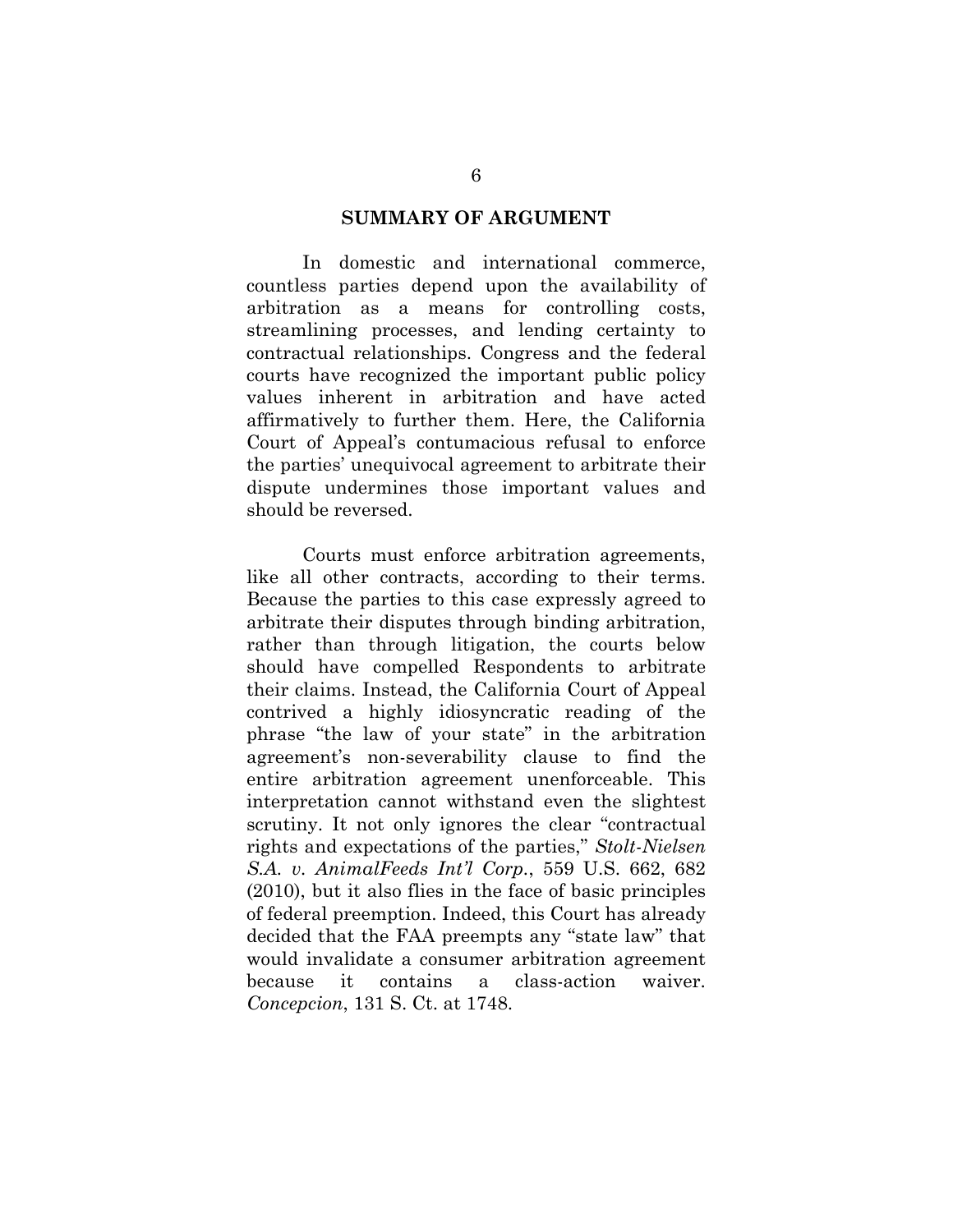## SUMMARY OF ARGUMENT

In domestic and international commerce, countless parties depend upon the availability of arbitration as a means for controlling costs, streamlining processes, and lending certainty to contractual relationships. Congress and the federal courts have recognized the important public policy values inherent in arbitration and have acted affirmatively to further them. Here, the California Court of Appeal's contumacious refusal to enforce the parties' unequivocal agreement to arbitrate their dispute undermines those important values and should be reversed.

Courts must enforce arbitration agreements, like all other contracts, according to their terms. Because the parties to this case expressly agreed to arbitrate their disputes through binding arbitration, rather than through litigation, the courts below should have compelled Respondents to arbitrate their claims. Instead, the California Court of Appeal contrived a highly idiosyncratic reading of the phrase "the law of your state" in the arbitration agreement's non-severability clause to find the entire arbitration agreement unenforceable. This interpretation cannot withstand even the slightest scrutiny. It not only ignores the clear "contractual rights and expectations of the parties," *Stolt-Nielsen S.A. v. AnimalFeeds Int'l Corp.*, 559 U.S. 662, 682 (2010), but it also flies in the face of basic principles of federal preemption. Indeed, this Court has already decided that the FAA preempts any "state law" that would invalidate a consumer arbitration agreement because it contains a class-action waiver. *Concepcion*, 131 S. Ct. at 1748.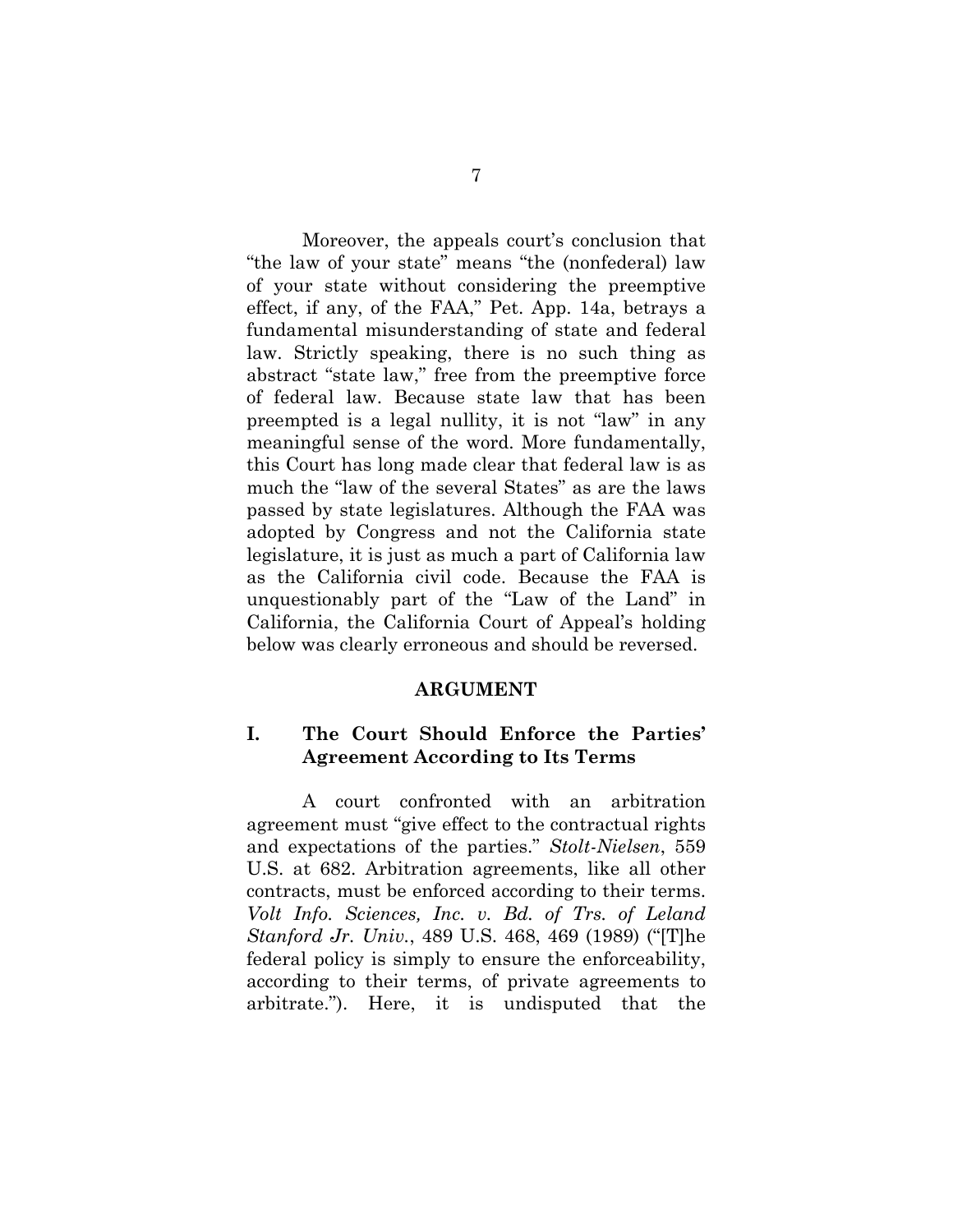Moreover, the appeals court's conclusion that "the law of your state" means "the (nonfederal) law of your state without considering the preemptive effect, if any, of the FAA," Pet. App. 14a, betrays a fundamental misunderstanding of state and federal law. Strictly speaking, there is no such thing as abstract "state law," free from the preemptive force of federal law. Because state law that has been preempted is a legal nullity, it is not "law" in any meaningful sense of the word. More fundamentally, this Court has long made clear that federal law is as much the "law of the several States" as are the laws passed by state legislatures. Although the FAA was adopted by Congress and not the California state legislature, it is just as much a part of California law as the California civil code. Because the FAA is unquestionably part of the "Law of the Land" in California, the California Court of Appeal's holding below was clearly erroneous and should be reversed.

## ARGUMENT

### I. The Court Should Enforce the Parties' Agreement According to Its Terms

A court confronted with an arbitration agreement must "give effect to the contractual rights and expectations of the parties." *Stolt-Nielsen*, 559 U.S. at 682. Arbitration agreements, like all other contracts, must be enforced according to their terms. *Volt Info. Sciences, Inc. v. Bd. of Trs. of Leland Stanford Jr. Univ.*, 489 U.S. 468, 469 (1989) ("[T]he federal policy is simply to ensure the enforceability, according to their terms, of private agreements to arbitrate."). Here, it is undisputed that the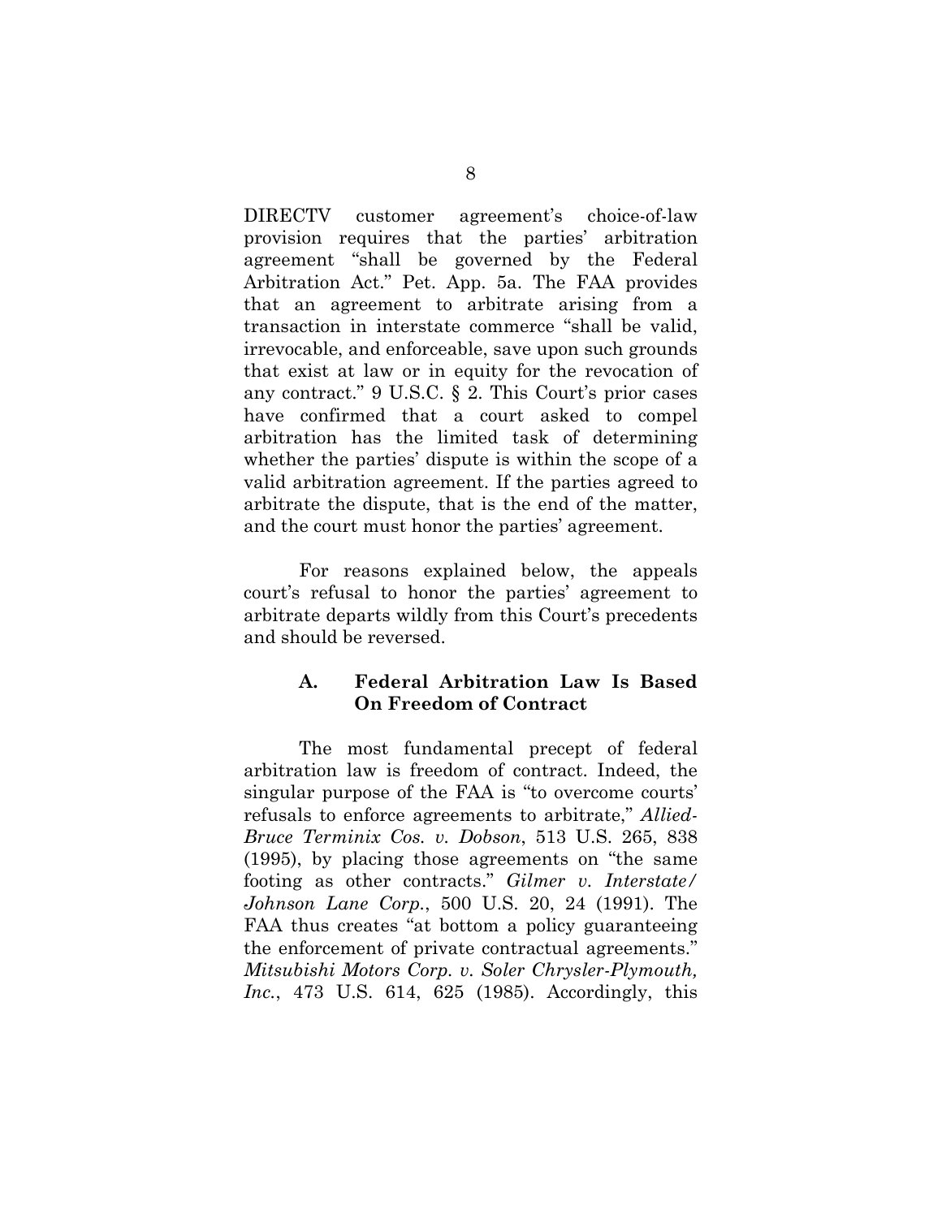DIRECTV customer agreement's choice-of-law provision requires that the parties' arbitration agreement "shall be governed by the Federal Arbitration Act." Pet. App. 5a. The FAA provides that an agreement to arbitrate arising from a transaction in interstate commerce "shall be valid, irrevocable, and enforceable, save upon such grounds that exist at law or in equity for the revocation of any contract." 9 U.S.C. § 2. This Court's prior cases have confirmed that a court asked to compel arbitration has the limited task of determining whether the parties' dispute is within the scope of a valid arbitration agreement. If the parties agreed to arbitrate the dispute, that is the end of the matter, and the court must honor the parties' agreement.

For reasons explained below, the appeals court's refusal to honor the parties' agreement to arbitrate departs wildly from this Court's precedents and should be reversed.

### A. Federal Arbitration Law Is Based On Freedom of Contract

The most fundamental precept of federal arbitration law is freedom of contract. Indeed, the singular purpose of the FAA is "to overcome courts' refusals to enforce agreements to arbitrate," *Allied-Bruce Terminix Cos. v. Dobson*, 513 U.S. 265, 838 (1995), by placing those agreements on "the same footing as other contracts." *Gilmer v. Interstate/ Johnson Lane Corp.*, 500 U.S. 20, 24 (1991). The FAA thus creates "at bottom a policy guaranteeing the enforcement of private contractual agreements." *Mitsubishi Motors Corp. v. Soler Chrysler-Plymouth, Inc.*, 473 U.S. 614, 625 (1985). Accordingly, this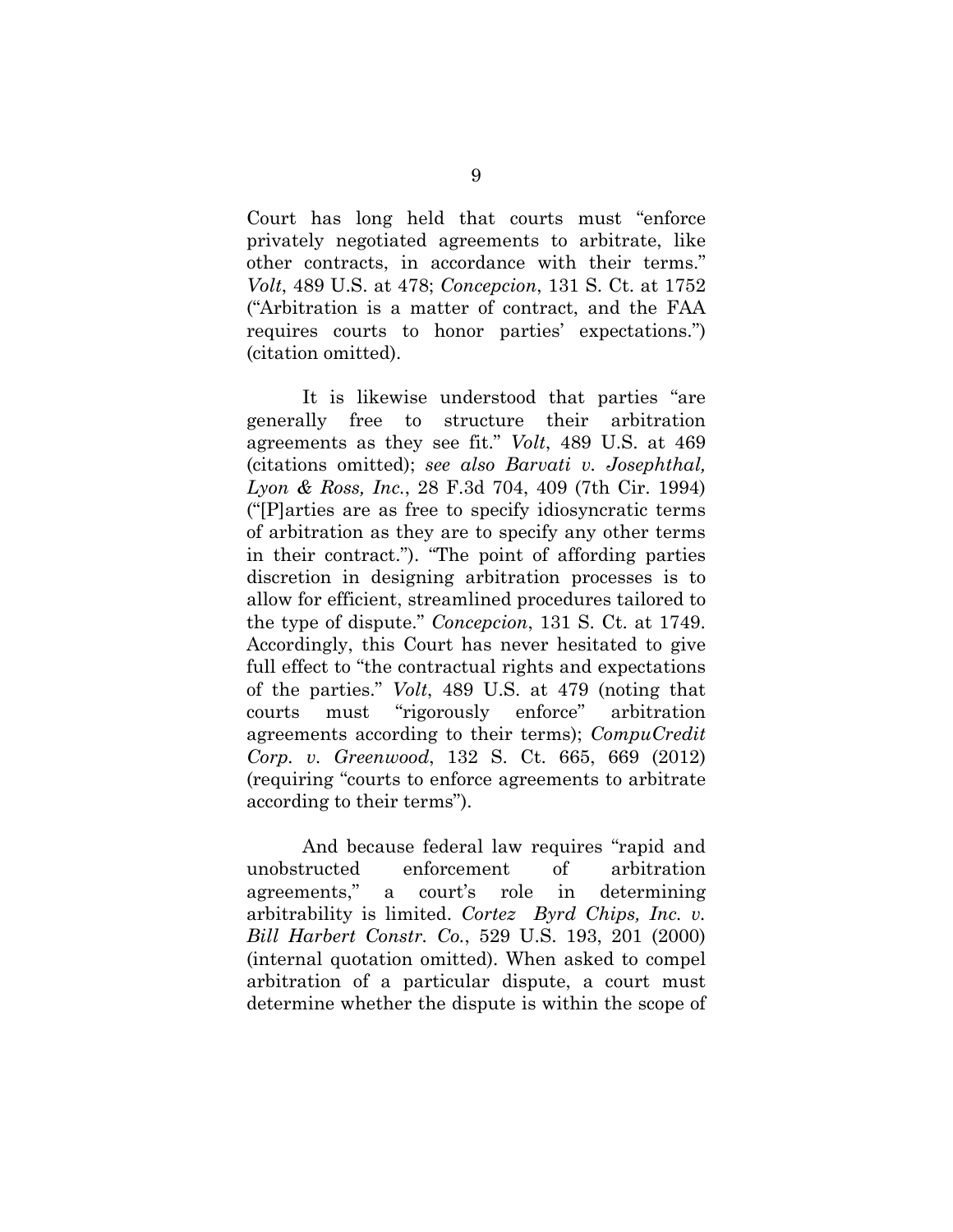Court has long held that courts must "enforce privately negotiated agreements to arbitrate, like other contracts, in accordance with their terms." *Volt*, 489 U.S. at 478; *Concepcion*, 131 S. Ct. at 1752 ("Arbitration is a matter of contract, and the FAA requires courts to honor parties' expectations.") (citation omitted).

It is likewise understood that parties "are generally free to structure their arbitration agreements as they see fit." *Volt*, 489 U.S. at 469 (citations omitted); *see also Barvati v. Josephthal, Lyon & Ross, Inc.*, 28 F.3d 704, 409 (7th Cir. 1994) ("[P]arties are as free to specify idiosyncratic terms of arbitration as they are to specify any other terms in their contract."). "The point of affording parties discretion in designing arbitration processes is to allow for efficient, streamlined procedures tailored to the type of dispute." *Concepcion*, 131 S. Ct. at 1749. Accordingly, this Court has never hesitated to give full effect to "the contractual rights and expectations of the parties." *Volt*, 489 U.S. at 479 (noting that courts must "rigorously enforce" arbitration agreements according to their terms); *CompuCredit Corp. v. Greenwood*, 132 S. Ct. 665, 669 (2012) (requiring "courts to enforce agreements to arbitrate according to their terms").

And because federal law requires "rapid and unobstructed enforcement of arbitration agreements," a court's role in determining arbitrability is limited. *Cortez Byrd Chips, Inc. v. Bill Harbert Constr. Co.*, 529 U.S. 193, 201 (2000) (internal quotation omitted). When asked to compel arbitration of a particular dispute, a court must determine whether the dispute is within the scope of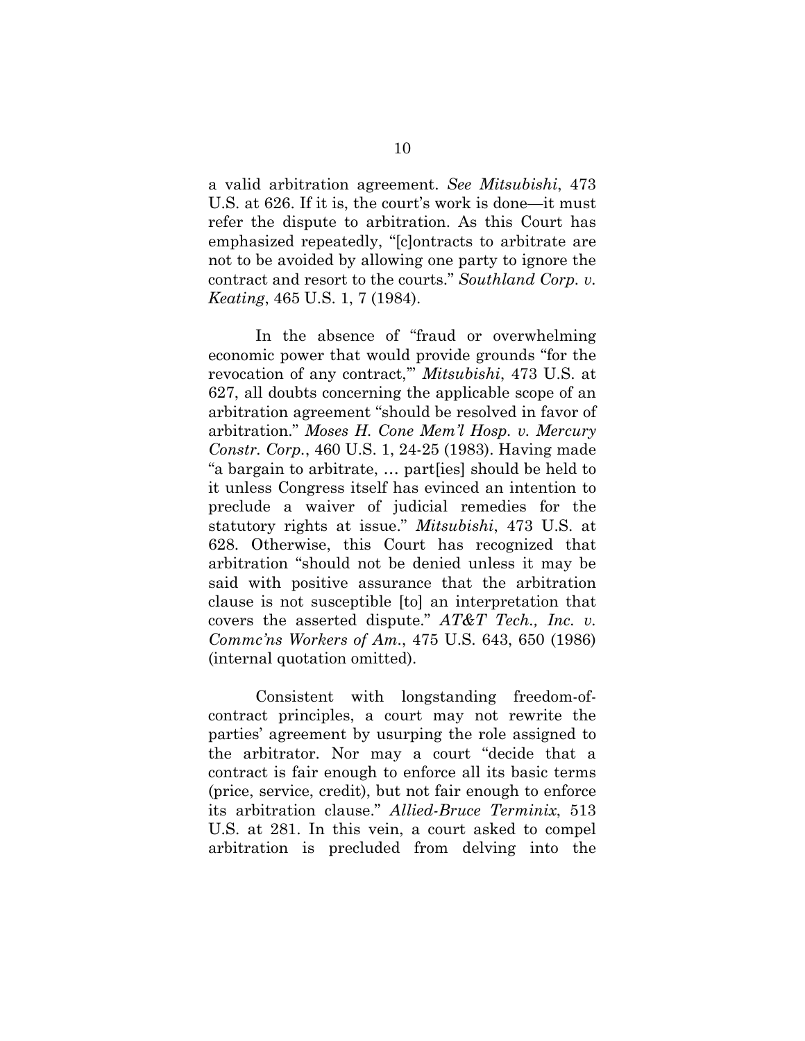a valid arbitration agreement. *See Mitsubishi*, 473 U.S. at 626. If it is, the court's work is done—it must refer the dispute to arbitration. As this Court has emphasized repeatedly, "[c]ontracts to arbitrate are not to be avoided by allowing one party to ignore the contract and resort to the courts." *Southland Corp. v. Keating*, 465 U.S. 1, 7 (1984).

In the absence of "fraud or overwhelming economic power that would provide grounds "for the revocation of any contract,"' *Mitsubishi*, 473 U.S. at 627, all doubts concerning the applicable scope of an arbitration agreement "should be resolved in favor of arbitration." *Moses H. Cone Mem'l Hosp. v. Mercury Constr. Corp.*, 460 U.S. 1, 24-25 (1983). Having made "a bargain to arbitrate, … part[ies] should be held to it unless Congress itself has evinced an intention to preclude a waiver of judicial remedies for the statutory rights at issue." *Mitsubishi*, 473 U.S. at 628. Otherwise, this Court has recognized that arbitration "should not be denied unless it may be said with positive assurance that the arbitration clause is not susceptible [to] an interpretation that covers the asserted dispute." *AT&T Tech., Inc. v. Commc'ns Workers of Am.*, 475 U.S. 643, 650 (1986) (internal quotation omitted).

Consistent with longstanding freedom-of-contract principles, a court may not rewrite the parties' agreement by usurping the role assigned to the arbitrator. Nor may a court "decide that a contract is fair enough to enforce all its basic terms (price, service, credit), but not fair enough to enforce its arbitration clause." *Allied-Bruce Terminix*, 513 U.S. at 281. In this vein, a court asked to compel arbitration is precluded from delving into the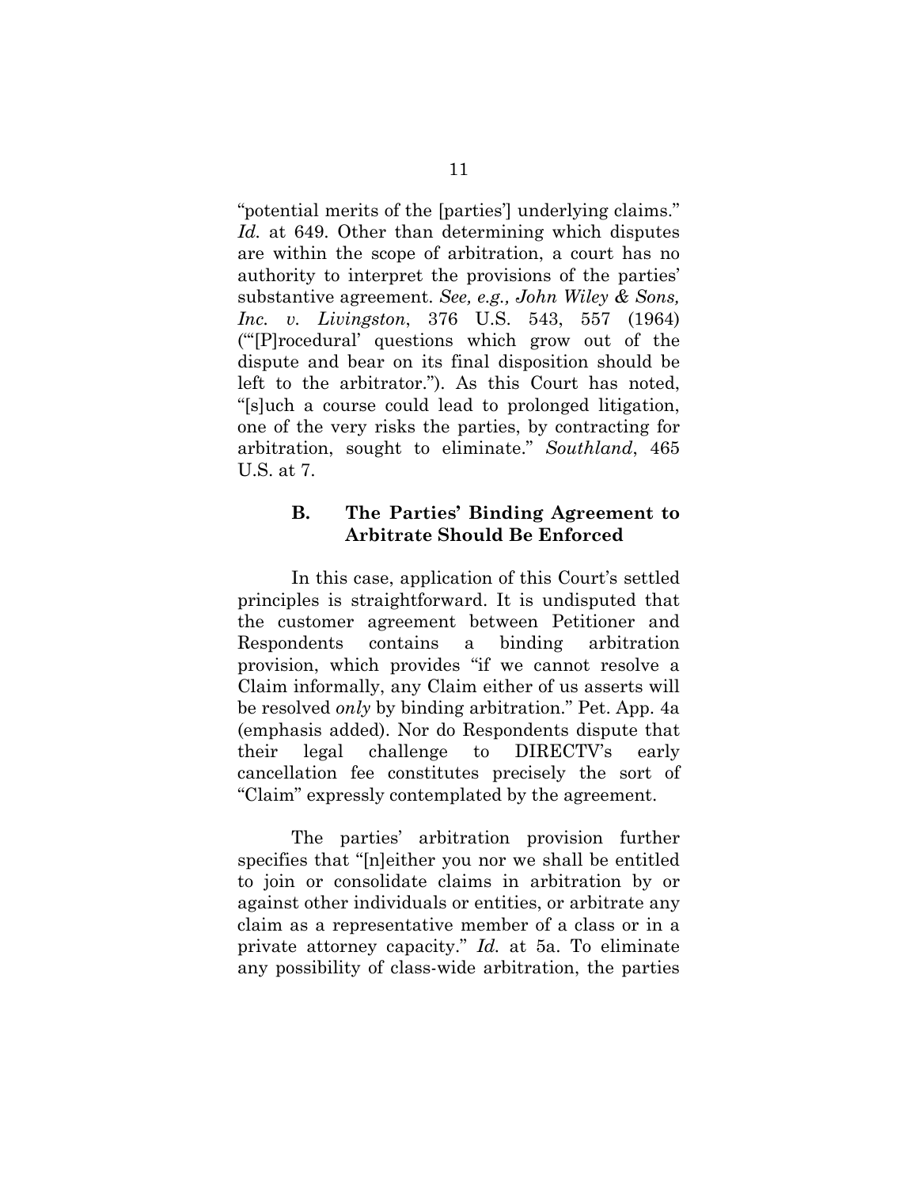"potential merits of the [parties'] underlying claims." *Id.* at 649. Other than determining which disputes are within the scope of arbitration, a court has no authority to interpret the provisions of the parties' substantive agreement. *See, e.g., John Wiley & Sons, Inc. v. Livingston*, 376 U.S. 543, 557 (1964) ("'[P]rocedural' questions which grow out of the dispute and bear on its final disposition should be left to the arbitrator."). As this Court has noted, "[s]uch a course could lead to prolonged litigation, one of the very risks the parties, by contracting for arbitration, sought to eliminate." *Southland*, 465 U.S. at 7.

### B. The Parties' Binding Agreement to Arbitrate Should Be Enforced

In this case, application of this Court's settled principles is straightforward. It is undisputed that the customer agreement between Petitioner and Respondents contains a binding arbitration provision, which provides "if we cannot resolve a Claim informally, any Claim either of us asserts will be resolved *only* by binding arbitration." Pet. App. 4a (emphasis added). Nor do Respondents dispute that their legal challenge to DIRECTV's early cancellation fee constitutes precisely the sort of "Claim" expressly contemplated by the agreement.

The parties' arbitration provision further specifies that "[n]either you nor we shall be entitled to join or consolidate claims in arbitration by or against other individuals or entities, or arbitrate any claim as a representative member of a class or in a private attorney capacity." *Id.* at 5a. To eliminate any possibility of class-wide arbitration, the parties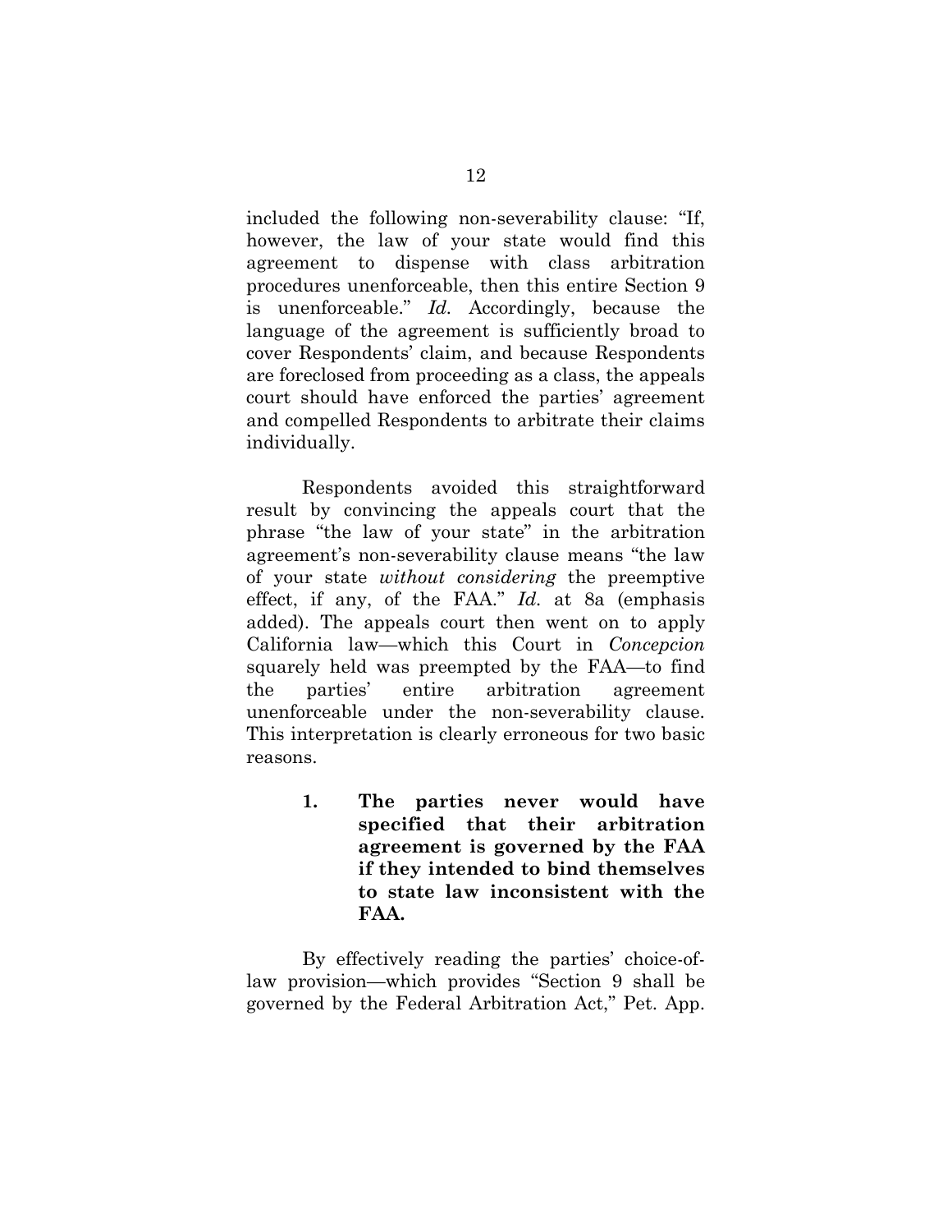included the following non-severability clause: "If, however, the law of your state would find this agreement to dispense with class arbitration procedures unenforceable, then this entire Section 9 is unenforceable." *Id.* Accordingly, because the language of the agreement is sufficiently broad to cover Respondents' claim, and because Respondents are foreclosed from proceeding as a class, the appeals court should have enforced the parties' agreement and compelled Respondents to arbitrate their claims individually.

Respondents avoided this straightforward result by convincing the appeals court that the phrase "the law of your state" in the arbitration agreement's non-severability clause means "the law of your state *without considering* the preemptive effect, if any, of the FAA." *Id.* at 8a (emphasis added). The appeals court then went on to apply California law—which this Court in *Concepcion* squarely held was preempted by the FAA—to find the parties' entire arbitration agreement unenforceable under the non-severability clause. This interpretation is clearly erroneous for two basic reasons.

> **1. The parties never would have specified that their arbitration agreement is governed by the FAA if they intended to bind themselves to state law inconsistent with the FAA.**

By effectively reading the parties' choice-of-law provision—which provides "Section 9 shall be governed by the Federal Arbitration Act," Pet. App.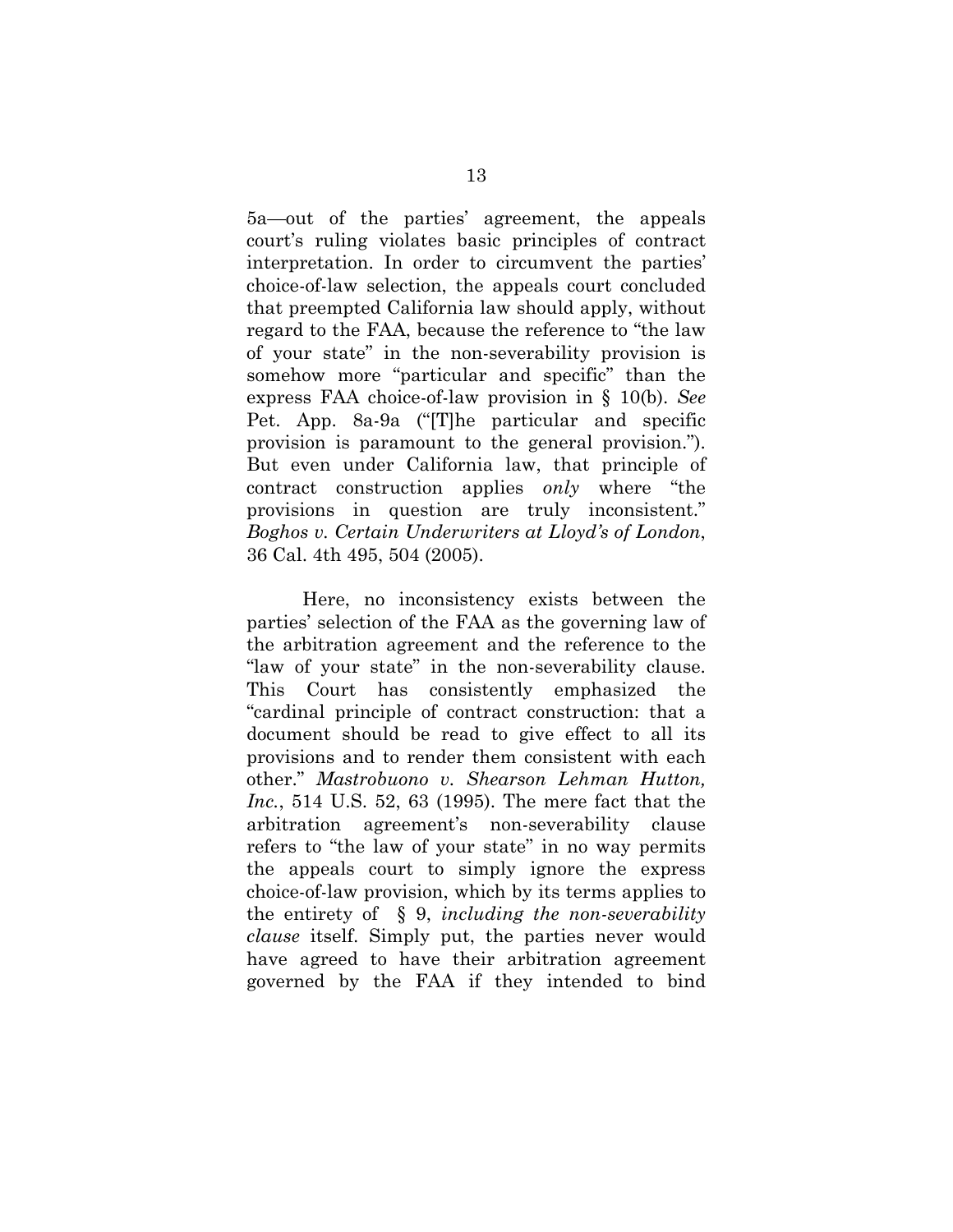5a—out of the parties' agreement, the appeals court's ruling violates basic principles of contract interpretation. In order to circumvent the parties' choice-of-law selection, the appeals court concluded that preempted California law should apply, without regard to the FAA, because the reference to "the law of your state" in the non-severability provision is somehow more "particular and specific" than the express FAA choice-of-law provision in § 10(b). *See* Pet. App. 8a-9a ("[T]he particular and specific provision is paramount to the general provision."). But even under California law, that principle of contract construction applies *only* where "the provisions in question are truly inconsistent." *Boghos v. Certain Underwriters at Lloyd's of London*, 36 Cal. 4th 495, 504 (2005).

Here, no inconsistency exists between the parties' selection of the FAA as the governing law of the arbitration agreement and the reference to the "law of your state" in the non-severability clause. This Court has consistently emphasized the "cardinal principle of contract construction: that a document should be read to give effect to all its provisions and to render them consistent with each other." *Mastrobuono v. Shearson Lehman Hutton, Inc.*, 514 U.S. 52, 63 (1995). The mere fact that the arbitration agreement's non-severability clause refers to "the law of your state" in no way permits the appeals court to simply ignore the express choice-of-law provision, which by its terms applies to the entirety of § 9, *including the non-severability clause* itself. Simply put, the parties never would have agreed to have their arbitration agreement governed by the FAA if they intended to bind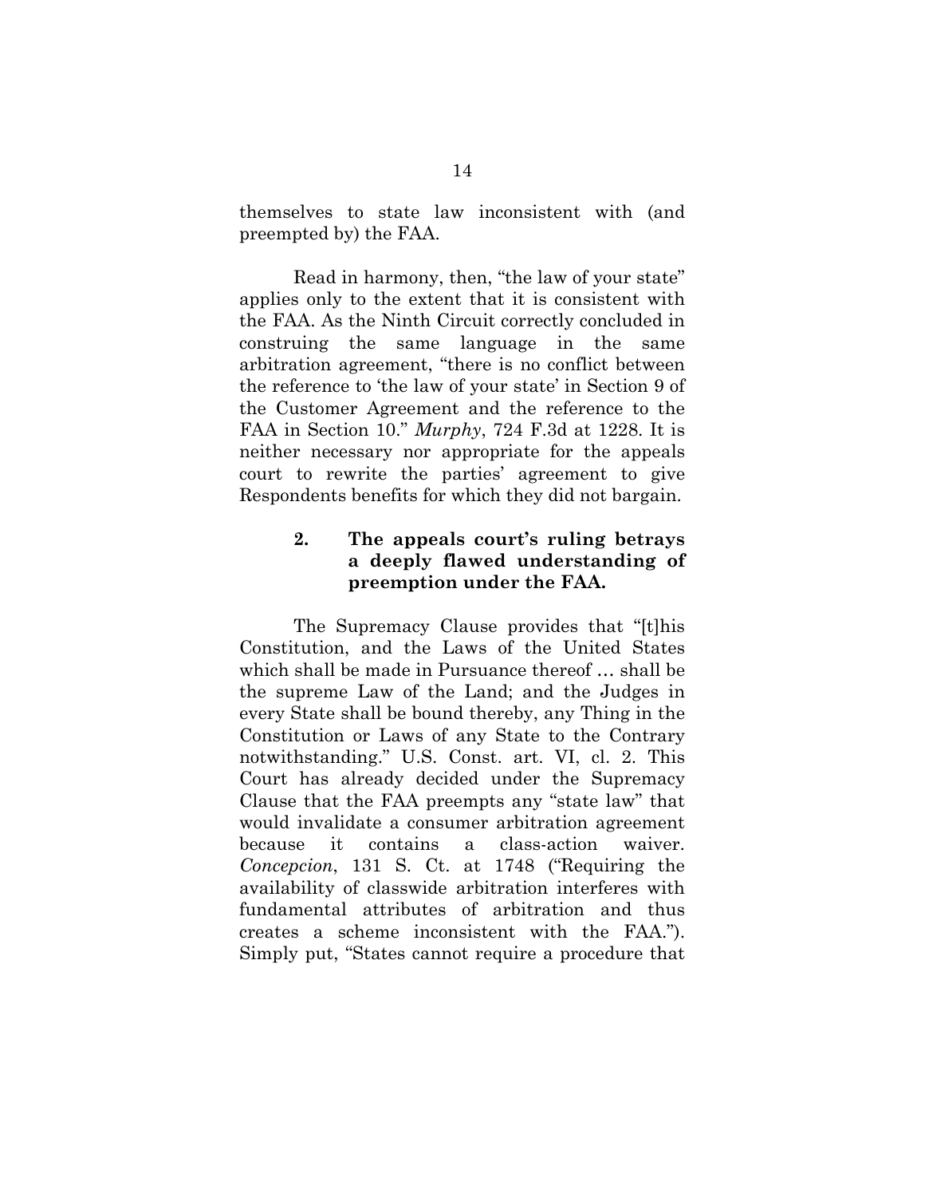themselves to state law inconsistent with (and preempted by) the FAA.

Read in harmony, then, "the law of your state" applies only to the extent that it is consistent with the FAA. As the Ninth Circuit correctly concluded in construing the same language in the same arbitration agreement, "there is no conflict between the reference to 'the law of your state' in Section 9 of the Customer Agreement and the reference to the FAA in Section 10." *Murphy*, 724 F.3d at 1228. It is neither necessary nor appropriate for the appeals court to rewrite the parties' agreement to give Respondents benefits for which they did not bargain.

### 2. The appeals court's ruling betrays a deeply flawed understanding of preemption under the FAA.

The Supremacy Clause provides that "[t]his Constitution, and the Laws of the United States which shall be made in Pursuance thereof … shall be the supreme Law of the Land; and the Judges in every State shall be bound thereby, any Thing in the Constitution or Laws of any State to the Contrary notwithstanding." U.S. Const. art. VI, cl. 2. This Court has already decided under the Supremacy Clause that the FAA preempts any "state law" that would invalidate a consumer arbitration agreement because it contains a class-action waiver. *Concepcion*, 131 S. Ct. at 1748 ("Requiring the availability of classwide arbitration interferes with fundamental attributes of arbitration and thus creates a scheme inconsistent with the FAA."). Simply put, "States cannot require a procedure that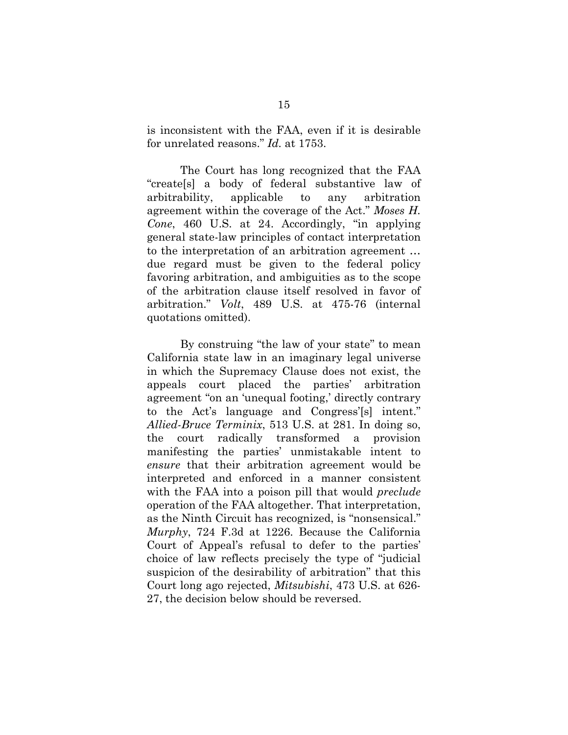is inconsistent with the FAA, even if it is desirable for unrelated reasons." *Id.* at 1753.

The Court has long recognized that the FAA "create[s] a body of federal substantive law of arbitrability, applicable to any arbitration agreement within the coverage of the Act." *Moses H. Cone*, 460 U.S. at 24. Accordingly, "in applying general state-law principles of contact interpretation to the interpretation of an arbitration agreement … due regard must be given to the federal policy favoring arbitration, and ambiguities as to the scope of the arbitration clause itself resolved in favor of arbitration." *Volt*, 489 U.S. at 475-76 (internal quotations omitted).

By construing "the law of your state" to mean California state law in an imaginary legal universe in which the Supremacy Clause does not exist, the appeals court placed the parties' arbitration agreement "on an 'unequal footing,' directly contrary to the Act's language and Congress'[s] intent." *Allied-Bruce Terminix*, 513 U.S. at 281. In doing so, the court radically transformed a provision manifesting the parties' unmistakable intent to *ensure* that their arbitration agreement would be interpreted and enforced in a manner consistent with the FAA into a poison pill that would *preclude* operation of the FAA altogether. That interpretation, as the Ninth Circuit has recognized, is "nonsensical." *Murphy*, 724 F.3d at 1226. Because the California Court of Appeal's refusal to defer to the parties' choice of law reflects precisely the type of "judicial suspicion of the desirability of arbitration" that this Court long ago rejected, *Mitsubishi*, 473 U.S. at 626-27, the decision below should be reversed.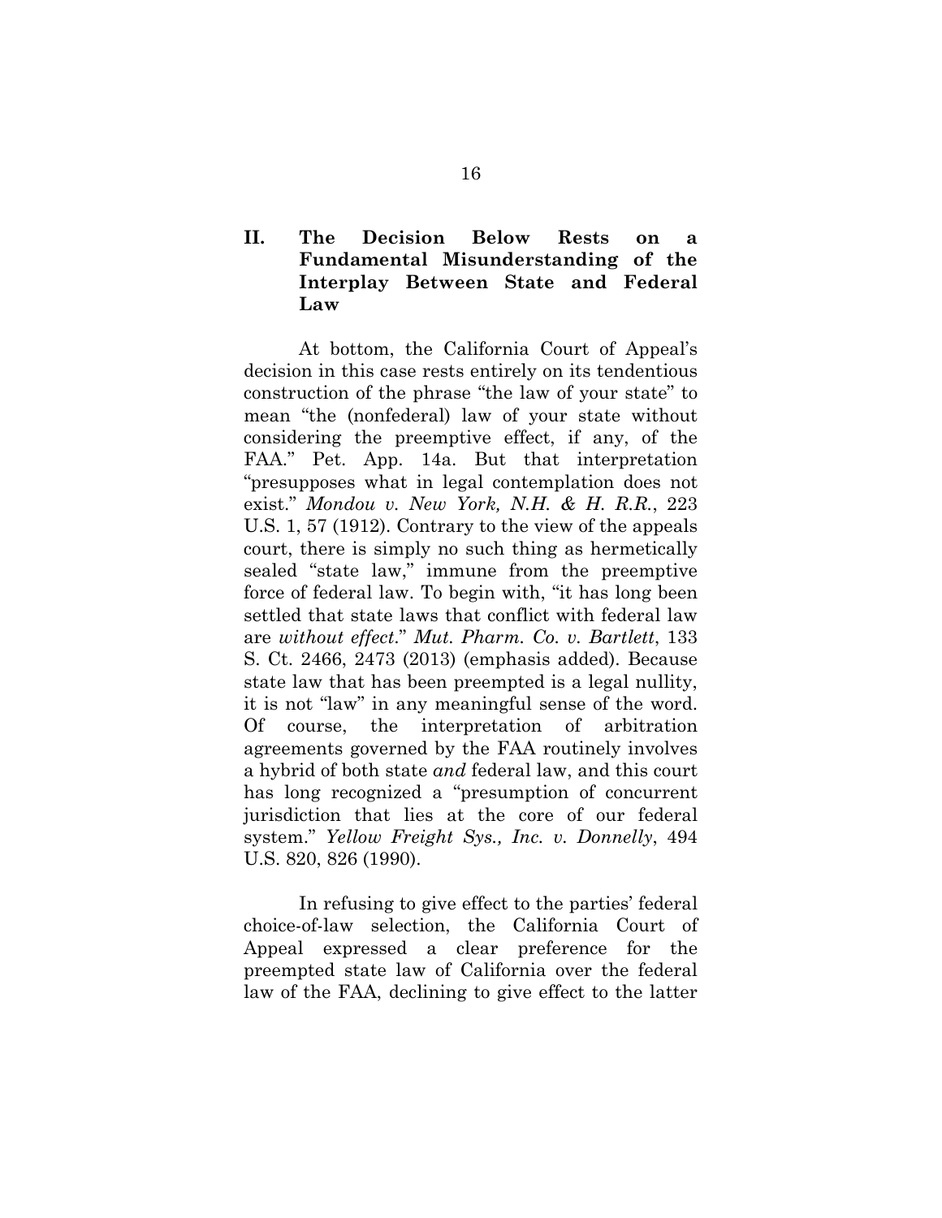## II. The Decision Below Rests on a Fundamental Misunderstanding of the Interplay Between State and Federal Law

At bottom, the California Court of Appeal's decision in this case rests entirely on its tendentious construction of the phrase "the law of your state" to mean "the (nonfederal) law of your state without considering the preemptive effect, if any, of the FAA." Pet. App. 14a. But that interpretation "presupposes what in legal contemplation does not exist." *Mondou v. New York, N.H. & H. R.R.*, 223 U.S. 1, 57 (1912). Contrary to the view of the appeals court, there is simply no such thing as hermetically sealed "state law," immune from the preemptive force of federal law. To begin with, "it has long been settled that state laws that conflict with federal law are *without effect*." *Mut. Pharm. Co. v. Bartlett*, 133 S. Ct. 2466, 2473 (2013) (emphasis added). Because state law that has been preempted is a legal nullity, it is not "law" in any meaningful sense of the word. Of course, the interpretation of arbitration agreements governed by the FAA routinely involves a hybrid of both state *and* federal law, and this court has long recognized a "presumption of concurrent jurisdiction that lies at the core of our federal system." *Yellow Freight Sys., Inc. v. Donnelly*, 494 U.S. 820, 826 (1990).

In refusing to give effect to the parties' federal choice-of-law selection, the California Court of Appeal expressed a clear preference for the preempted state law of California over the federal law of the FAA, declining to give effect to the latter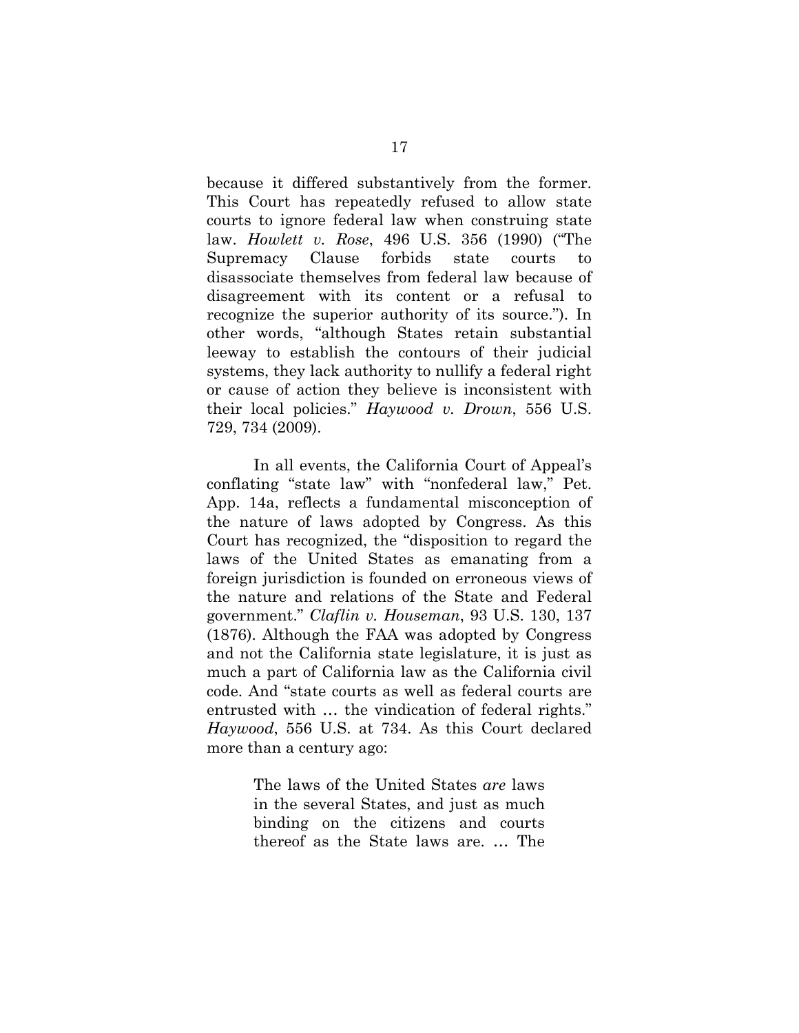because it differed substantively from the former. This Court has repeatedly refused to allow state courts to ignore federal law when construing state law. *Howlett v. Rose*, 496 U.S. 356 (1990) ("The Supremacy Clause forbids state courts to disassociate themselves from federal law because of disagreement with its content or a refusal to recognize the superior authority of its source."). In other words, "although States retain substantial leeway to establish the contours of their judicial systems, they lack authority to nullify a federal right or cause of action they believe is inconsistent with their local policies." *Haywood v. Drown*, 556 U.S. 729, 734 (2009).

In all events, the California Court of Appeal's conflating "state law" with "nonfederal law," Pet. App. 14a, reflects a fundamental misconception of the nature of laws adopted by Congress. As this Court has recognized, the "disposition to regard the laws of the United States as emanating from a foreign jurisdiction is founded on erroneous views of the nature and relations of the State and Federal government." *Claflin v. Houseman*, 93 U.S. 130, 137 (1876). Although the FAA was adopted by Congress and not the California state legislature, it is just as much a part of California law as the California civil code. And "state courts as well as federal courts are entrusted with … the vindication of federal rights." *Haywood*, 556 U.S. at 734. As this Court declared more than a century ago:

> The laws of the United States *are* laws in the several States, and just as much binding on the citizens and courts thereof as the State laws are. … The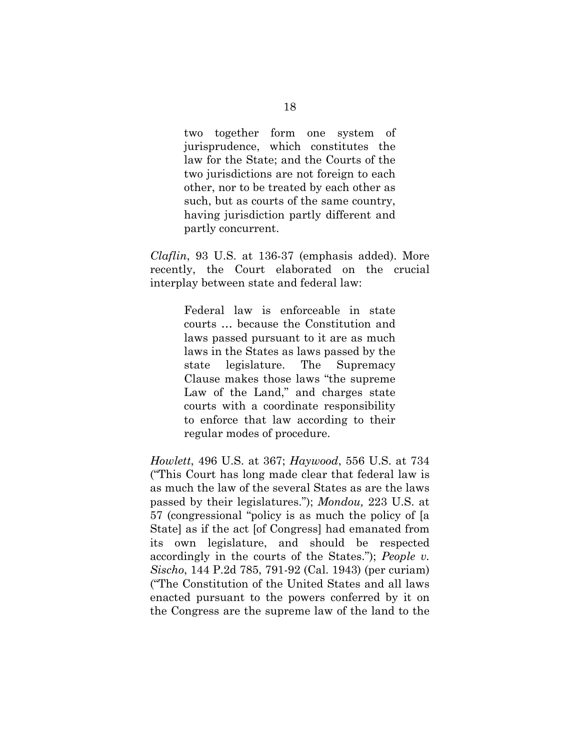> two together form one system of jurisprudence, which constitutes the law for the State; and the Courts of the two jurisdictions are not foreign to each other, nor to be treated by each other as such, but as courts of the same country, having jurisdiction partly different and partly concurrent.

*Claflin*, 93 U.S. at 136-37 (emphasis added). More recently, the Court elaborated on the crucial interplay between state and federal law:

> Federal law is enforceable in state courts … because the Constitution and laws passed pursuant to it are as much laws in the States as laws passed by the state legislature. The Supremacy Clause makes those laws "the supreme Law of the Land," and charges state courts with a coordinate responsibility to enforce that law according to their regular modes of procedure.

*Howlett*, 496 U.S. at 367; *Haywood*, 556 U.S. at 734 ("This Court has long made clear that federal law is as much the law of the several States as are the laws passed by their legislatures."); *Mondou,* 223 U.S. at 57 (congressional "policy is as much the policy of [a State] as if the act [of Congress] had emanated from its own legislature, and should be respected accordingly in the courts of the States."); *People v. Sischo*, 144 P.2d 785, 791-92 (Cal. 1943) (per curiam) ("The Constitution of the United States and all laws enacted pursuant to the powers conferred by it on the Congress are the supreme law of the land to the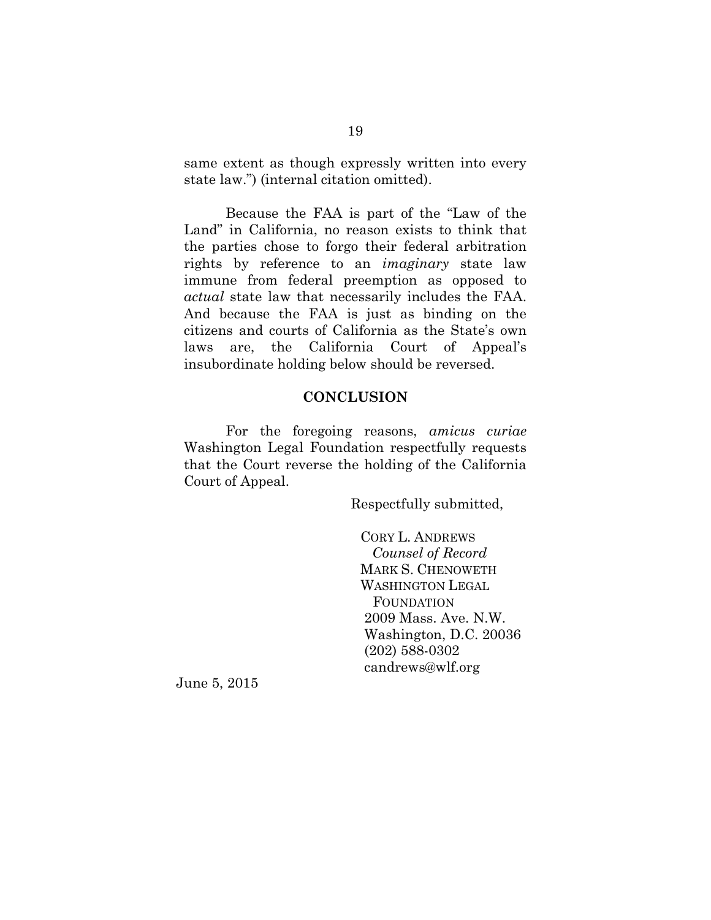same extent as though expressly written into every state law.") (internal citation omitted).

Because the FAA is part of the "Law of the Land" in California, no reason exists to think that the parties chose to forgo their federal arbitration rights by reference to an *imaginary* state law immune from federal preemption as opposed to *actual* state law that necessarily includes the FAA. And because the FAA is just as binding on the citizens and courts of California as the State's own laws are, the California Court of Appeal's insubordinate holding below should be reversed.

## CONCLUSION

For the foregoing reasons, *amicus curiae* Washington Legal Foundation respectfully requests that the Court reverse the holding of the California Court of Appeal.

Respectfully submitted,

CORY L. ANDREWS
*Counsel of Record*
MARK S. CHENOWETH
WASHINGTON LEGAL FOUNDATION
2009 Mass. Ave. N.W.
Washington, D.C. 20036
(202) 588-0302
candrews@wlf.org

June 5, 2015